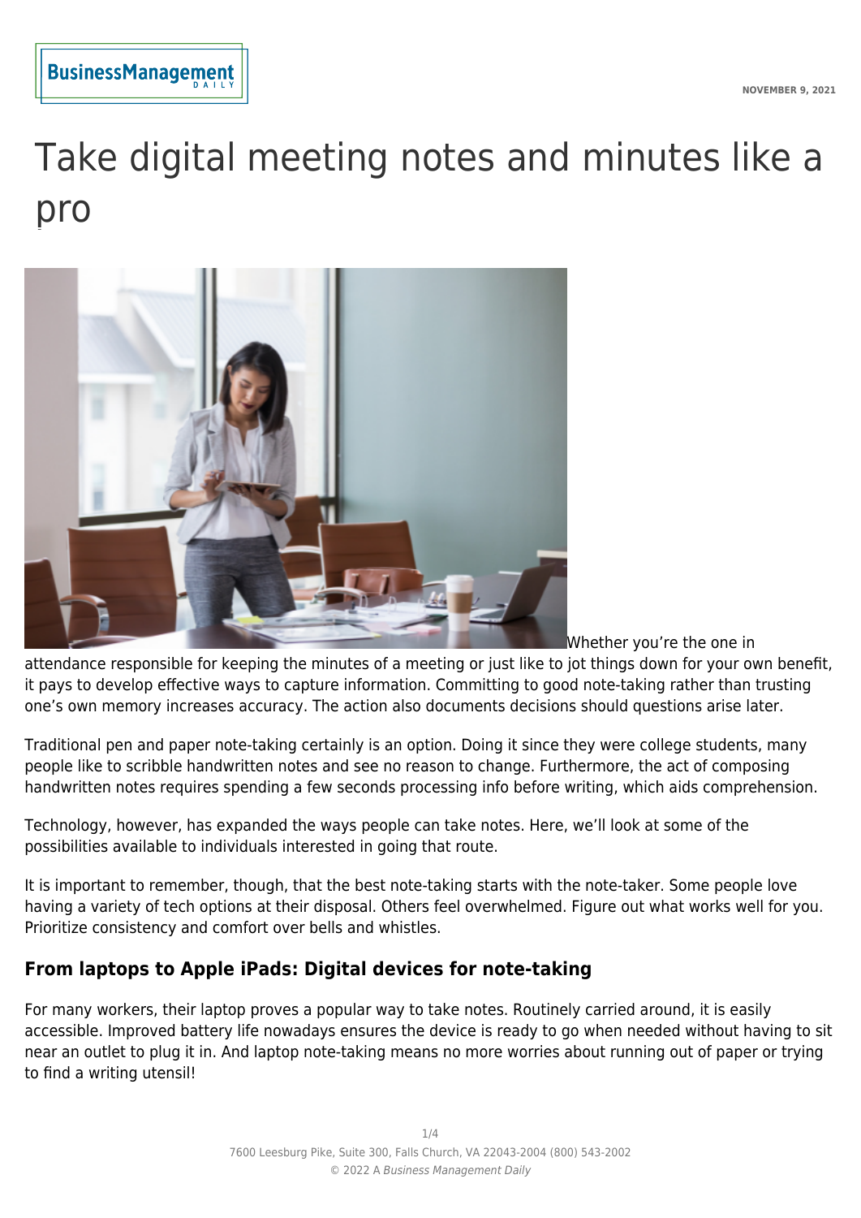# Take digital meeting notes and minutes like a pro

Whether you're the one in attendance responsible for keeping the minutes of a meeting or just like to jot things down for your own benefit, it pays to develop effective ways to capture information. Committing to good note-taking rather than trusting one's own memory increases accuracy. The action also documents decisions should questions arise later.

Traditional pen and paper note-taking certainly is an option. Doing it since they were college students, many people like to scribble handwritten notes and see no reason to change. Furthermore, the act of composing handwritten notes requires spending a few seconds processing info before writing, which aids comprehension.

Technology, however, has expanded the ways people can take notes. Here, we'll look at some of the possibilities available to individuals interested in going that route.

It is important to remember, though, that the best note-taking starts with the note-taker. Some people love having a variety of tech options at their disposal. Others feel overwhelmed. Figure out what works well for you. Prioritize consistency and comfort over bells and whistles.

## From laptops to Apple iPads: Digital devices for note-taking

For many workers, their laptop proves a popular way to take notes. Routinely carried around, it is easily accessible. Improved battery life nowadays ensures the device is ready to go when needed without having to sit near an outlet to plug it in. And laptop note-taking means no more worries about running out of paper or trying to find a writing utensil!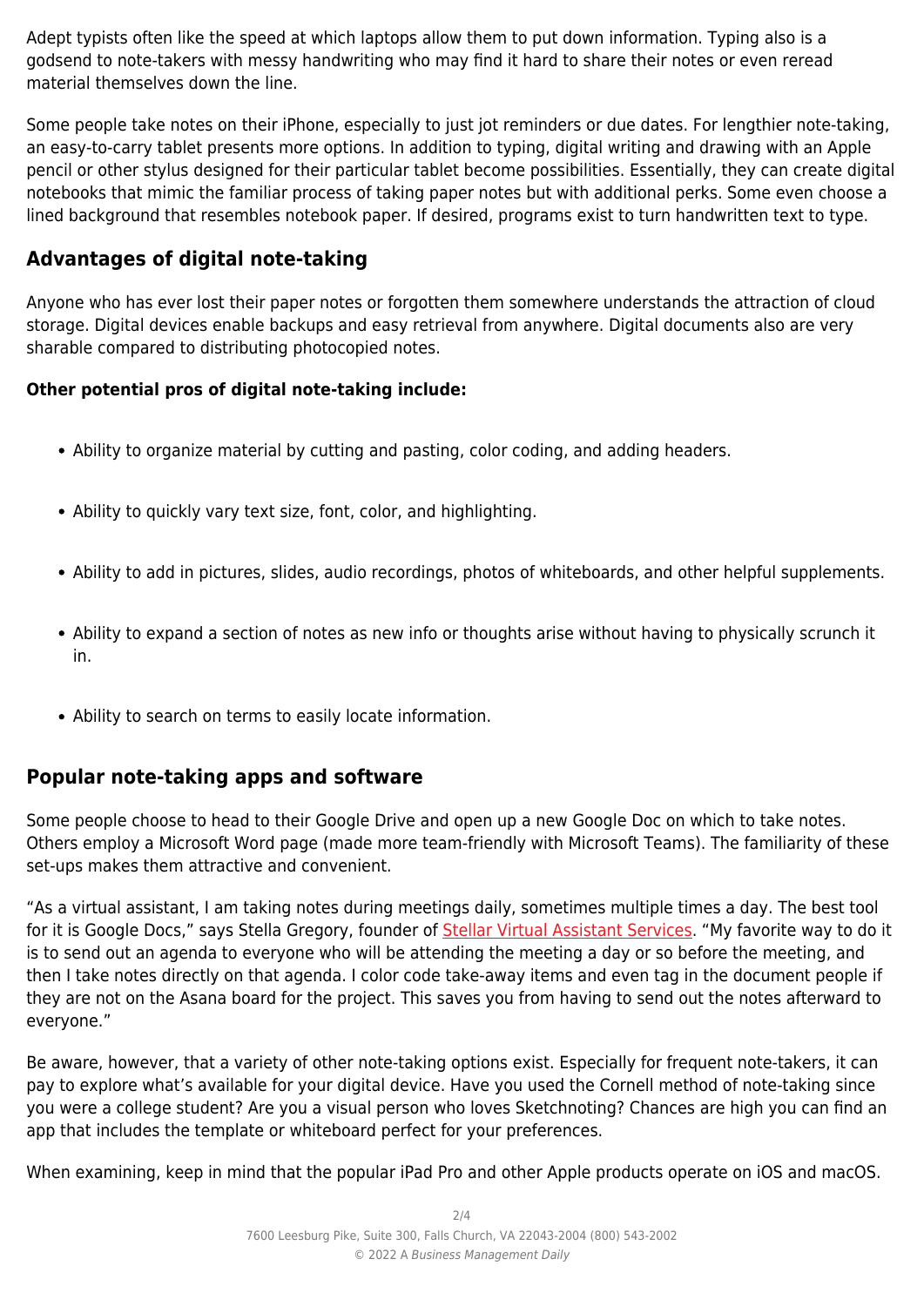Adept typists often like the speed at which laptops allow them to put down information. Typing also is a godsend to note-takers with messy handwriting who may find it hard to share their notes or even reread material themselves down the line.

Some people take notes on their iPhone, especially to just jot reminders or due dates. For lengthier note-taking, an easy-to-carry tablet presents more options. In addition to typing, digital writing and drawing with an Apple pencil or other stylus designed for their particular tablet become possibilities. Essentially, they can create digital notebooks that mimic the familiar process of taking paper notes but with additional perks. Some even choose a lined background that resembles notebook paper. If desired, programs exist to turn handwritten text to type.

## Advantages of digital note-taking

Anyone who has ever lost their paper notes or forgotten them somewhere understands the attraction of cloud storage. Digital devices enable backups and easy retrieval from anywhere. Digital documents also are very sharable compared to distributing photocopied notes.

**Other potential pros of digital note-taking include:**

- Ability to organize material by cutting and pasting, color coding, and adding headers.
- Ability to quickly vary text size, font, color, and highlighting.
- Ability to add in pictures, slides, audio recordings, photos of whiteboards, and other helpful supplements.
- Ability to expand a section of notes as new info or thoughts arise without having to physically scrunch it in.
- Ability to search on terms to easily locate information.

## Popular note-taking apps and software

Some people choose to head to their Google Drive and open up a new Google Doc on which to take notes. Others employ a Microsoft Word page (made more team-friendly with Microsoft Teams). The familiarity of these set-ups makes them attractive and convenient.

"As a virtual assistant, I am taking notes during meetings daily, sometimes multiple times a day. The best tool for it is Google Docs," says Stella Gregory, founder of Stellar Virtual Assistant Services. "My favorite way to do it is to send out an agenda to everyone who will be attending the meeting a day or so before the meeting, and then I take notes directly on that agenda. I color code take-away items and even tag in the document people if they are not on the Asana board for the project. This saves you from having to send out the notes afterward to everyone."

Be aware, however, that a variety of other note-taking options exist. Especially for frequent note-takers, it can pay to explore what's available for your digital device. Have you used the Cornell method of note-taking since you were a college student? Are you a visual person who loves Sketchnoting? Chances are high you can find an app that includes the template or whiteboard perfect for your preferences.

When examining, keep in mind that the popular iPad Pro and other Apple products operate on iOS and macOS.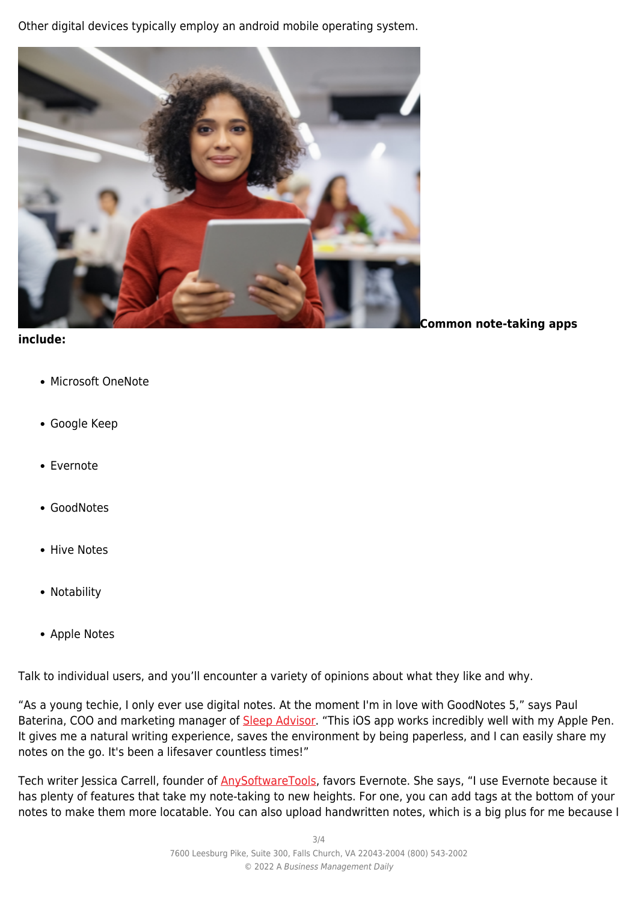Other digital devices typically employ an android mobile operating system.

**Common note-taking apps include:**

- Microsoft OneNote
- Google Keep
- Evernote
- GoodNotes
- Hive Notes
- Notability
- Apple Notes

Talk to individual users, and you'll encounter a variety of opinions about what they like and why.

"As a young techie, I only ever use digital notes. At the moment I'm in love with GoodNotes 5," says Paul Baterina, COO and marketing manager of Sleep Advisor. "This iOS app works incredibly well with my Apple Pen. It gives me a natural writing experience, saves the environment by being paperless, and I can easily share my notes on the go. It's been a lifesaver countless times!"

Tech writer Jessica Carrell, founder of AnySoftwareTools, favors Evernote. She says, "I use Evernote because it has plenty of features that take my note-taking to new heights. For one, you can add tags at the bottom of your notes to make them more locatable. You can also upload handwritten notes, which is a big plus for me because I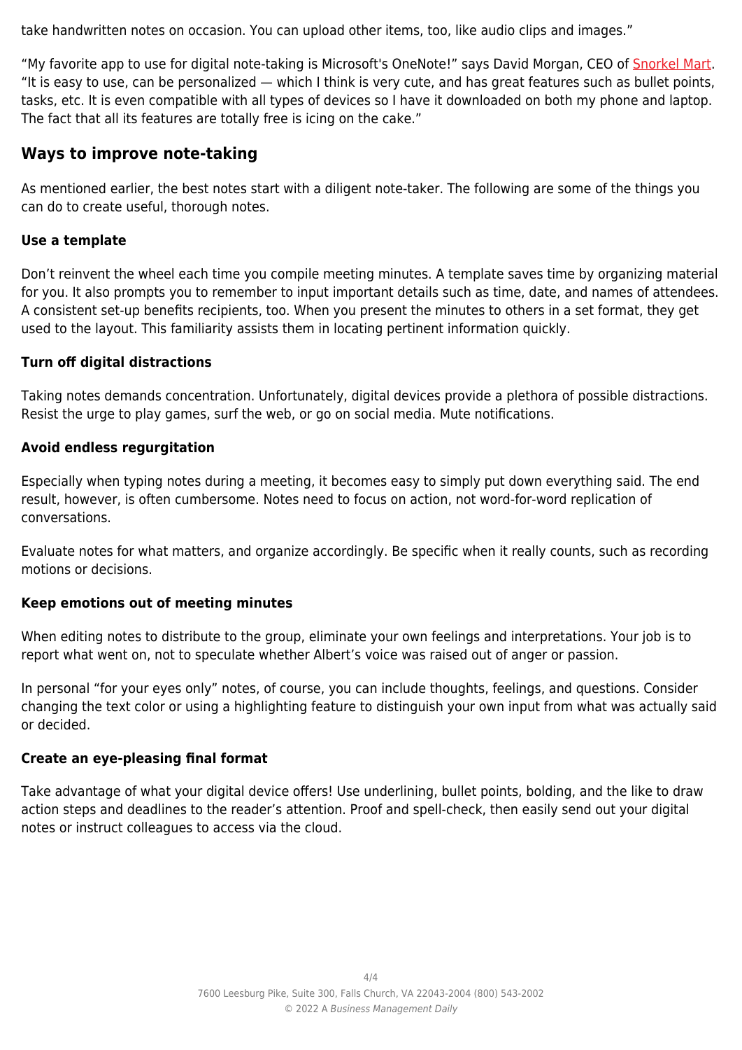take handwritten notes on occasion. You can upload other items, too, like audio clips and images."

"My favorite app to use for digital note-taking is Microsoft's OneNote!" says David Morgan, CEO of Snorkel Mart. "It is easy to use, can be personalized — which I think is very cute, and has great features such as bullet points, tasks, etc. It is even compatible with all types of devices so I have it downloaded on both my phone and laptop. The fact that all its features are totally free is icing on the cake."

## Ways to improve note-taking

As mentioned earlier, the best notes start with a diligent note-taker. The following are some of the things you can do to create useful, thorough notes.

### Use a template

Don't reinvent the wheel each time you compile meeting minutes. A template saves time by organizing material for you. It also prompts you to remember to input important details such as time, date, and names of attendees. A consistent set-up benefits recipients, too. When you present the minutes to others in a set format, they get used to the layout. This familiarity assists them in locating pertinent information quickly.

### Turn off digital distractions

Taking notes demands concentration. Unfortunately, digital devices provide a plethora of possible distractions. Resist the urge to play games, surf the web, or go on social media. Mute notifications.

### Avoid endless regurgitation

Especially when typing notes during a meeting, it becomes easy to simply put down everything said. The end result, however, is often cumbersome. Notes need to focus on action, not word-for-word replication of conversations.

Evaluate notes for what matters, and organize accordingly. Be specific when it really counts, such as recording motions or decisions.

### Keep emotions out of meeting minutes

When editing notes to distribute to the group, eliminate your own feelings and interpretations. Your job is to report what went on, not to speculate whether Albert's voice was raised out of anger or passion.

In personal "for your eyes only" notes, of course, you can include thoughts, feelings, and questions. Consider changing the text color or using a highlighting feature to distinguish your own input from what was actually said or decided.

### Create an eye-pleasing final format

Take advantage of what your digital device offers! Use underlining, bullet points, bolding, and the like to draw action steps and deadlines to the reader's attention. Proof and spell-check, then easily send out your digital notes or instruct colleagues to access via the cloud.